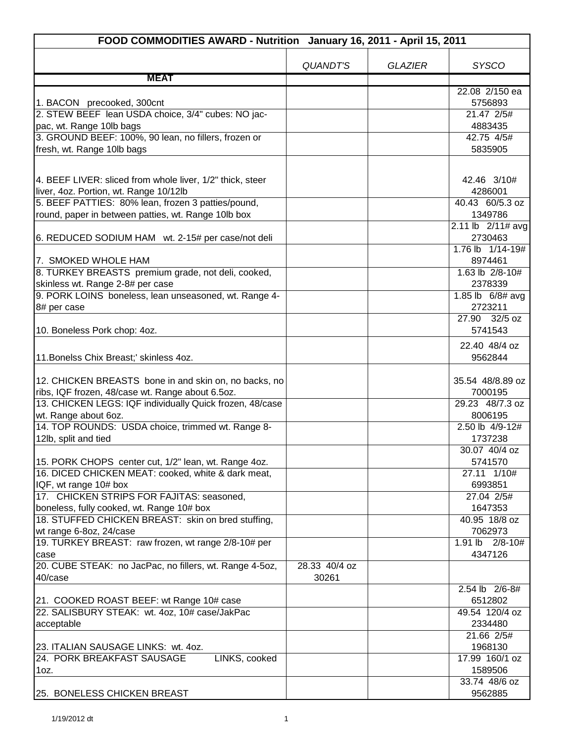| FOOD COMMODITIES AWARD - Nutrition January 16, 2011 - April 15, 2011 | | | |
|---|---|---|---|
| | *QUANDT'S* | *GLAZIER* | *SYSCO* |
| **MEAT** | | | |
| 1. BACON precooked, 300cnt | | | 22.08 2/150 ea 5756893 |
| 2. STEW BEEF lean USDA choice, 3/4" cubes: NO jac-pac, wt. Range 10lb bags | | | 21.47 2/5# 4883435 |
| 3. GROUND BEEF: 100%, 90 lean, no fillers, frozen or fresh, wt. Range 10lb bags | | | 42.75 4/5# 5835905 |
| 4. BEEF LIVER: sliced from whole liver, 1/2" thick, steer liver, 4oz. Portion, wt. Range 10/12lb | | | 42.46 3/10# 4286001 |
| 5. BEEF PATTIES: 80% lean, frozen 3 patties/pound, round, paper in between patties, wt. Range 10lb box | | | 40.43 60/5.3 oz 1349786 |
| 6. REDUCED SODIUM HAM wt. 2-15# per case/not deli | | | 2.11 lb 2/11# avg 2730463 |
| 7. SMOKED WHOLE HAM | | | 1.76 lb 1/14-19# 8974461 |
| 8. TURKEY BREASTS premium grade, not deli, cooked, skinless wt. Range 2-8# per case | | | 1.63 lb 2/8-10# 2378339 |
| 9. PORK LOINS boneless, lean unseasoned, wt. Range 4-8# per case | | | 1.85 lb 6/8# avg 2723211 |
| 10. Boneless Pork chop: 4oz. | | | 27.90 32/5 oz 5741543 |
| 11.Bonelss Chix Breast;' skinless 4oz. | | | 22.40 48/4 oz 9562844 |
| 12. CHICKEN BREASTS bone in and skin on, no backs, no ribs, IQF frozen, 48/case wt. Range about 6.5oz. | | | 35.54 48/8.89 oz 7000195 |
| 13. CHICKEN LEGS: IQF individually Quick frozen, 48/case wt. Range about 6oz. | | | 29.23 48/7.3 oz 8006195 |
| 14. TOP ROUNDS: USDA choice, trimmed wt. Range 8-12lb, split and tied | | | 2.50 lb 4/9-12# 1737238 |
| 15. PORK CHOPS center cut, 1/2" lean, wt. Range 4oz. | | | 30.07 40/4 oz 5741570 |
| 16. DICED CHICKEN MEAT: cooked, white & dark meat, IQF, wt range 10# box | | | 27.11 1/10# 6993851 |
| 17. CHICKEN STRIPS FOR FAJITAS: seasoned, boneless, fully cooked, wt. Range 10# box | | | 27.04 2/5# 1647353 |
| 18. STUFFED CHICKEN BREAST: skin on bred stuffing, wt range 6-8oz, 24/case | | | 40.95 18/8 oz 7062973 |
| 19. TURKEY BREAST: raw frozen, wt range 2/8-10# per case | | | 1.91 lb 2/8-10# 4347126 |
| 20. CUBE STEAK: no JacPac, no fillers, wt. Range 4-5oz, 40/case | 28.33 40/4 oz 30261 | | |
| 21. COOKED ROAST BEEF: wt Range 10# case | | | 2.54 lb 2/6-8# 6512802 |
| 22. SALISBURY STEAK: wt. 4oz, 10# case/JakPac acceptable | | | 49.54 120/4 oz 2334480 |
| 23. ITALIAN SAUSAGE LINKS: wt. 4oz. | | | 21.66 2/5# 1968130 |
| 24. PORK BREAKFAST SAUSAGE LINKS, cooked 1oz. | | | 17.99 160/1 oz 1589506 |
| 25. BONELESS CHICKEN BREAST | | | 33.74 48/6 oz 9562885 |

1/19/2012 dt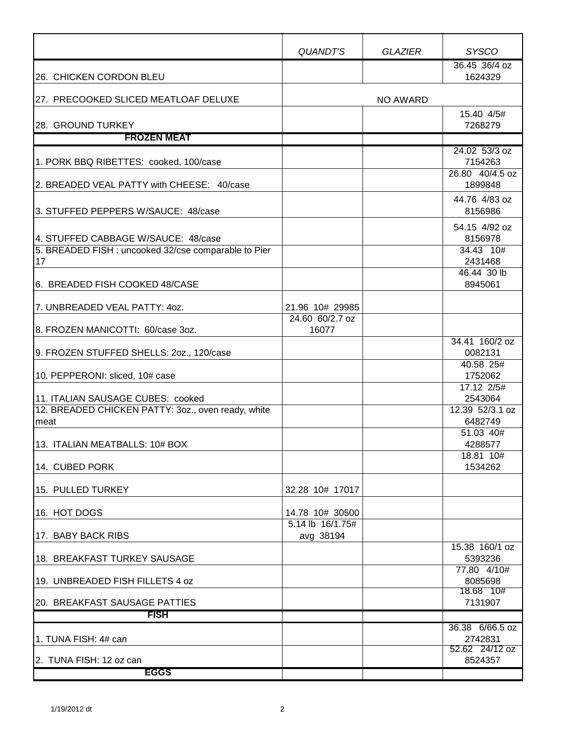| | *QUANDT'S* | *GLAZIER* | *SYSCO* |
|---|---|---|---|
| 26. CHICKEN CORDON BLEU | | | 36.45 36/4 oz 1624329 |
| 27. PRECOOKED SLICED MEATLOAF DELUXE | | NO AWARD | |
| 28. GROUND TURKEY | | | 15.40 4/5# 7268279 |
| **FROZEN MEAT** | | | |
| 1. PORK BBQ RIBETTES: cooked, 100/case | | | 24.02 53/3 oz 7154263 |
| 2. BREADED VEAL PATTY with CHEESE: 40/case | | | 26.80 40/4.5 oz 1899848 |
| 3. STUFFED PEPPERS W/SAUCE: 48/case | | | 44.76 4/83 oz 8156986 |
| 4. STUFFED CABBAGE W/SAUCE: 48/case | | | 54.15 4/92 oz 8156978 |
| 5. BREADED FISH : uncooked 32/cse comparable to Pier 17 | | | 34.43 10# 2431468 |
| 6. BREADED FISH COOKED 48/CASE | | | 46.44 30 lb 8945061 |
| 7. UNBREADED VEAL PATTY: 4oz. | 21.96 10# 29985 | | |
| 8. FROZEN MANICOTTI: 60/case 3oz. | 24.60 60/2.7 oz 16077 | | |
| 9. FROZEN STUFFED SHELLS: 2oz., 120/case | | | 34.41 160/2 oz 0082131 |
| 10. PEPPERONI: sliced, 10# case | | | 40.58 25# 1752062 |
| 11. ITALIAN SAUSAGE CUBES: cooked | | | 17.12 2/5# 2543064 |
| 12. BREADED CHICKEN PATTY: 3oz., oven ready, white meat | | | 12.39 52/3.1 oz 6482749 |
| 13. ITALIAN MEATBALLS: 10# BOX | | | 51.03 40# 4288577 |
| 14. CUBED PORK | | | 18.81 10# 1534262 |
| 15. PULLED TURKEY | 32.28 10# 17017 | | |
| 16. HOT DOGS | 14.78 10# 30500 | | |
| 17. BABY BACK RIBS | 5.14 lb 16/1.75# avg 38194 | | |
| 18. BREAKFAST TURKEY SAUSAGE | | | 15.38 160/1 oz 5393236 |
| 19. UNBREADED FISH FILLETS 4 oz | | | 77.80 4/10# 8085698 |
| 20. BREAKFAST SAUSAGE PATTIES | | | 18.68 10# 7131907 |
| **FISH** | | | |
| 1. TUNA FISH: 4# can | | | 36.38 6/66.5 oz 2742831 |
| 2. TUNA FISH: 12 oz can | | | 52.62 24/12 oz 8524357 |
| **EGGS** | | | |

1/19/2012 dt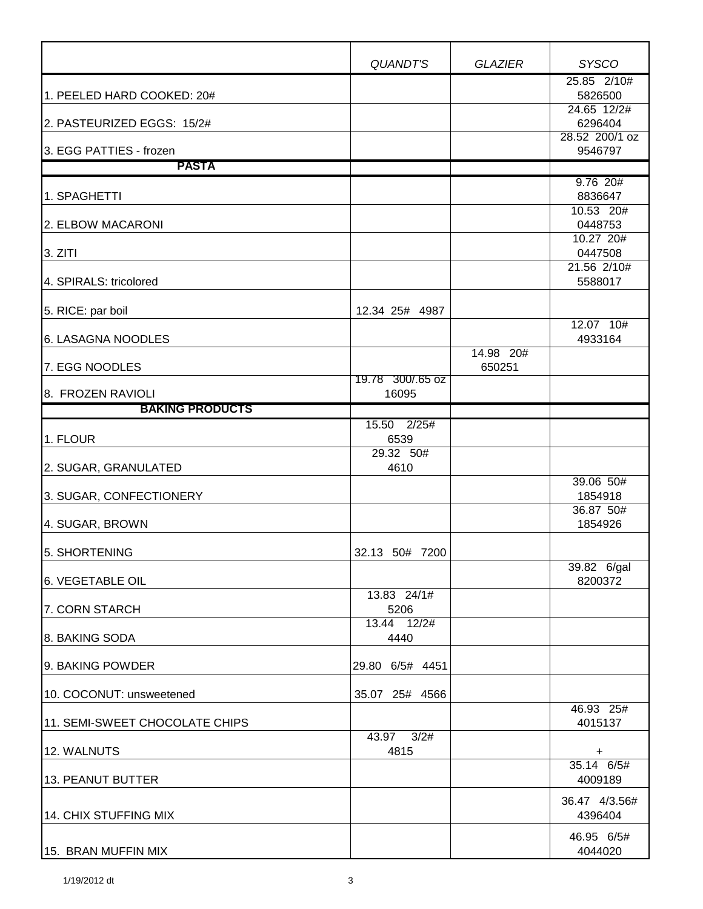| | *QUANDT'S* | *GLAZIER* | *SYSCO* |
|---|---|---|---|
| 1. PEELED HARD COOKED: 20# | | | 25.85 2/10# 5826500 |
| 2. PASTEURIZED EGGS: 15/2# | | | 24.65 12/2# 6296404 |
| 3. EGG PATTIES - frozen | | | 28.52 200/1 oz 9546797 |
| **PASTA** | | | |
| 1. SPAGHETTI | | | 9.76 20# 8836647 |
| 2. ELBOW MACARONI | | | 10.53 20# 0448753 |
| 3. ZITI | | | 10.27 20# 0447508 |
| 4. SPIRALS: tricolored | | | 21.56 2/10# 5588017 |
| 5. RICE: par boil | 12.34 25# 4987 | | |
| 6. LASAGNA NOODLES | | | 12.07 10# 4933164 |
| 7. EGG NOODLES | | 14.98 20# 650251 | |
| 8. FROZEN RAVIOLI | 19.78 300/.65 oz 16095 | | |
| **BAKING PRODUCTS** | | | |
| 1. FLOUR | 15.50 2/25# 6539 | | |
| 2. SUGAR, GRANULATED | 29.32 50# 4610 | | |
| 3. SUGAR, CONFECTIONERY | | | 39.06 50# 1854918 |
| 4. SUGAR, BROWN | | | 36.87 50# 1854926 |
| 5. SHORTENING | 32.13 50# 7200 | | |
| 6. VEGETABLE OIL | | | 39.82 6/gal 8200372 |
| 7. CORN STARCH | 13.83 24/1# 5206 | | |
| 8. BAKING SODA | 13.44 12/2# 4440 | | |
| 9. BAKING POWDER | 29.80 6/5# 4451 | | |
| 10. COCONUT: unsweetened | 35.07 25# 4566 | | |
| 11. SEMI-SWEET CHOCOLATE CHIPS | | | 46.93 25# 4015137 |
| 12. WALNUTS | 43.97 3/2# 4815 | | + |
| 13. PEANUT BUTTER | | | 35.14 6/5# 4009189 |
| 14. CHIX STUFFING MIX | | | 36.47 4/3.56# 4396404 |
| 15. BRAN MUFFIN MIX | | | 46.95 6/5# 4044020 |

1/19/2012 dt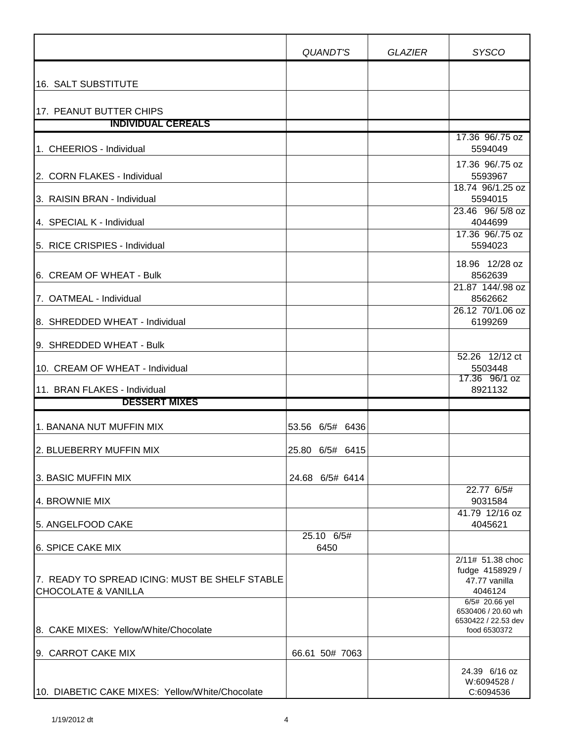|  | QUANDT'S | GLAZIER | SYSCO |
|---|---|---|---|
| 16. SALT SUBSTITUTE |  |  |  |
| 17. PEANUT BUTTER CHIPS |  |  |  |
| **INDIVIDUAL CEREALS** |  |  |  |
| 1. CHEERIOS - Individual |  |  | 17.36 96/.75 oz 5594049 |
| 2. CORN FLAKES - Individual |  |  | 17.36 96/.75 oz 5593967 |
| 3. RAISIN BRAN - Individual |  |  | 18.74 96/1.25 oz 5594015 |
| 4. SPECIAL K - Individual |  |  | 23.46 96/ 5/8 oz 4044699 |
| 5. RICE CRISPIES - Individual |  |  | 17.36 96/.75 oz 5594023 |
| 6. CREAM OF WHEAT - Bulk |  |  | 18.96 12/28 oz 8562639 |
| 7. OATMEAL - Individual |  |  | 21.87 144/.98 oz 8562662 |
| 8. SHREDDED WHEAT - Individual |  |  | 26.12 70/1.06 oz 6199269 |
| 9. SHREDDED WHEAT - Bulk |  |  |  |
| 10. CREAM OF WHEAT - Individual |  |  | 52.26 12/12 ct 5503448 |
| 11. BRAN FLAKES - Individual |  |  | 17.36 96/1 oz 8921132 |
| **DESSERT MIXES** |  |  |  |
| 1. BANANA NUT MUFFIN MIX | 53.56 6/5# 6436 |  |  |
| 2. BLUEBERRY MUFFIN MIX | 25.80 6/5# 6415 |  |  |
| 3. BASIC MUFFIN MIX | 24.68 6/5# 6414 |  |  |
| 4. BROWNIE MIX |  |  | 22.77 6/5# 9031584 |
| 5. ANGELFOOD CAKE |  |  | 41.79 12/16 oz 4045621 |
| 6. SPICE CAKE MIX | 25.10 6/5# 6450 |  |  |
| 7. READY TO SPREAD ICING: MUST BE SHELF STABLE CHOCOLATE & VANILLA |  |  | 2/11# 51.38 choc fudge 4158929 / 47.77 vanilla 4046124 |
| 8. CAKE MIXES: Yellow/White/Chocolate |  |  | 6/5# 20.66 yel 6530406 / 20.60 wh 6530422 / 22.53 dev food 6530372 |
| 9. CARROT CAKE MIX | 66.61 50# 7063 |  |  |
| 10. DIABETIC CAKE MIXES: Yellow/White/Chocolate |  |  | 24.39 6/16 oz W:6094528 / C:6094536 |

1/19/2012 dt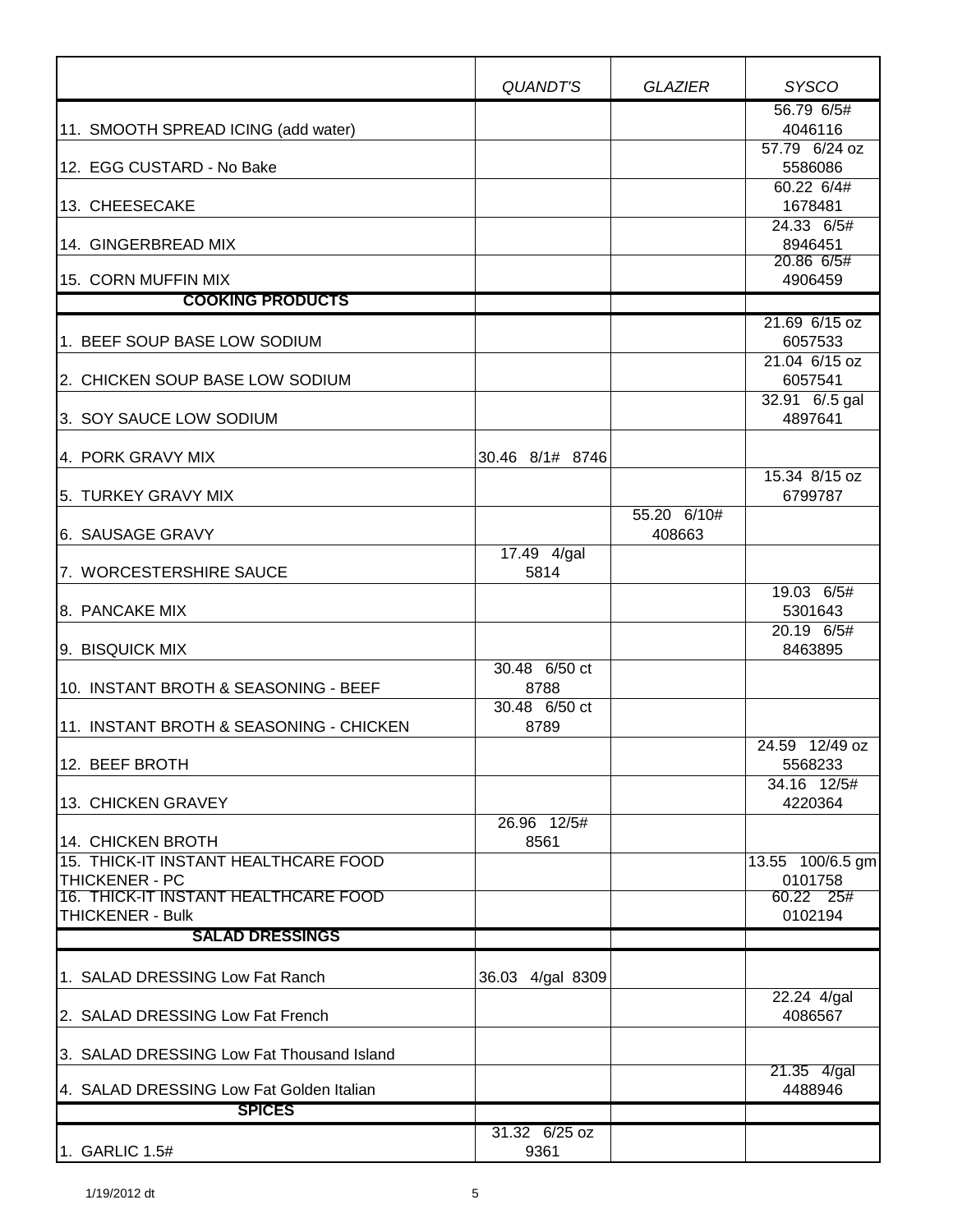| | *QUANDT'S* | *GLAZIER* | *SYSCO* |
|---|---|---|---|
| 11. SMOOTH SPREAD ICING (add water) | | | 56.79 6/5# 4046116 |
| 12. EGG CUSTARD - No Bake | | | 57.79 6/24 oz 5586086 |
| 13. CHEESECAKE | | | 60.22 6/4# 1678481 |
| 14. GINGERBREAD MIX | | | 24.33 6/5# 8946451 |
| 15. CORN MUFFIN MIX | | | 20.86 6/5# 4906459 |
| **COOKING PRODUCTS** | | | |
| 1. BEEF SOUP BASE LOW SODIUM | | | 21.69 6/15 oz 6057533 |
| 2. CHICKEN SOUP BASE LOW SODIUM | | | 21.04 6/15 oz 6057541 |
| 3. SOY SAUCE LOW SODIUM | | | 32.91 6/.5 gal 4897641 |
| 4. PORK GRAVY MIX | 30.46 8/1# 8746 | | |
| 5. TURKEY GRAVY MIX | | | 15.34 8/15 oz 6799787 |
| 6. SAUSAGE GRAVY | | 55.20 6/10# 408663 | |
| 7. WORCESTERSHIRE SAUCE | 17.49 4/gal 5814 | | |
| 8. PANCAKE MIX | | | 19.03 6/5# 5301643 |
| 9. BISQUICK MIX | | | 20.19 6/5# 8463895 |
| 10. INSTANT BROTH & SEASONING - BEEF | 30.48 6/50 ct 8788 | | |
| 11. INSTANT BROTH & SEASONING - CHICKEN | 30.48 6/50 ct 8789 | | |
| 12. BEEF BROTH | | | 24.59 12/49 oz 5568233 |
| 13. CHICKEN GRAVEY | | | 34.16 12/5# 4220364 |
| 14. CHICKEN BROTH | 26.96 12/5# 8561 | | |
| 15. THICK-IT INSTANT HEALTHCARE FOOD THICKENER - PC | | | 13.55 100/6.5 gm 0101758 |
| 16. THICK-IT INSTANT HEALTHCARE FOOD THICKENER - Bulk | | | 60.22 25# 0102194 |
| **SALAD DRESSINGS** | | | |
| 1. SALAD DRESSING Low Fat Ranch | 36.03 4/gal 8309 | | |
| 2. SALAD DRESSING Low Fat French | | | 22.24 4/gal 4086567 |
| 3. SALAD DRESSING Low Fat Thousand Island | | | |
| 4. SALAD DRESSING Low Fat Golden Italian | | | 21.35 4/gal 4488946 |
| **SPICES** | | | |
| 1. GARLIC 1.5# | 31.32 6/25 oz 9361 | | |

1/19/2012 dt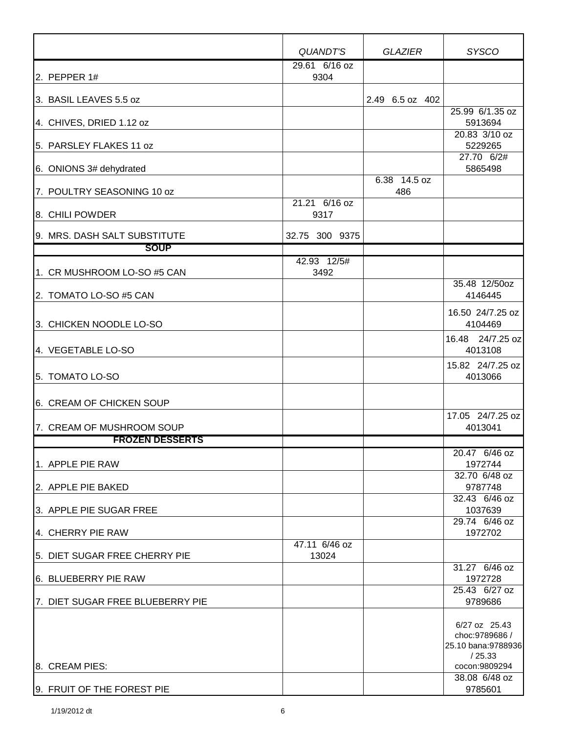| | *QUANDT'S* | *GLAZIER* | *SYSCO* |
|---|---|---|---|
| 2. PEPPER 1# | 29.61 6/16 oz 9304 | | |
| 3. BASIL LEAVES 5.5 oz | | 2.49 6.5 oz 402 | |
| 4. CHIVES, DRIED 1.12 oz | | | 25.99 6/1.35 oz 5913694 |
| 5. PARSLEY FLAKES 11 oz | | | 20.83 3/10 oz 5229265 |
| 6. ONIONS 3# dehydrated | | | 27.70 6/2# 5865498 |
| 7. POULTRY SEASONING 10 oz | | 6.38 14.5 oz 486 | |
| 8. CHILI POWDER | 21.21 6/16 oz 9317 | | |
| 9. MRS. DASH SALT SUBSTITUTE | 32.75 300 9375 | | |
| **SOUP** | | | |
| 1. CR MUSHROOM LO-SO #5 CAN | 42.93 12/5# 3492 | | |
| 2. TOMATO LO-SO #5 CAN | | | 35.48 12/50oz 4146445 |
| 3. CHICKEN NOODLE LO-SO | | | 16.50 24/7.25 oz 4104469 |
| 4. VEGETABLE LO-SO | | | 16.48 24/7.25 oz 4013108 |
| 5. TOMATO LO-SO | | | 15.82 24/7.25 oz 4013066 |
| 6. CREAM OF CHICKEN SOUP | | | |
| 7. CREAM OF MUSHROOM SOUP | | | 17.05 24/7.25 oz 4013041 |
| **FROZEN DESSERTS** | | | |
| 1. APPLE PIE RAW | | | 20.47 6/46 oz 1972744 |
| 2. APPLE PIE BAKED | | | 32.70 6/48 oz 9787748 |
| 3. APPLE PIE SUGAR FREE | | | 32.43 6/46 oz 1037639 |
| 4. CHERRY PIE RAW | | | 29.74 6/46 oz 1972702 |
| 5. DIET SUGAR FREE CHERRY PIE | 47.11 6/46 oz 13024 | | |
| 6. BLUEBERRY PIE RAW | | | 31.27 6/46 oz 1972728 |
| 7. DIET SUGAR FREE BLUEBERRY PIE | | | 25.43 6/27 oz 9789686 |
| 8. CREAM PIES: | | | 6/27 oz 25.43 choc:9789686 / 25.10 bana:9788936 / 25.33 cocon:9809294 |
| 9. FRUIT OF THE FOREST PIE | | | 38.08 6/48 oz 9785601 |

1/19/2012 dt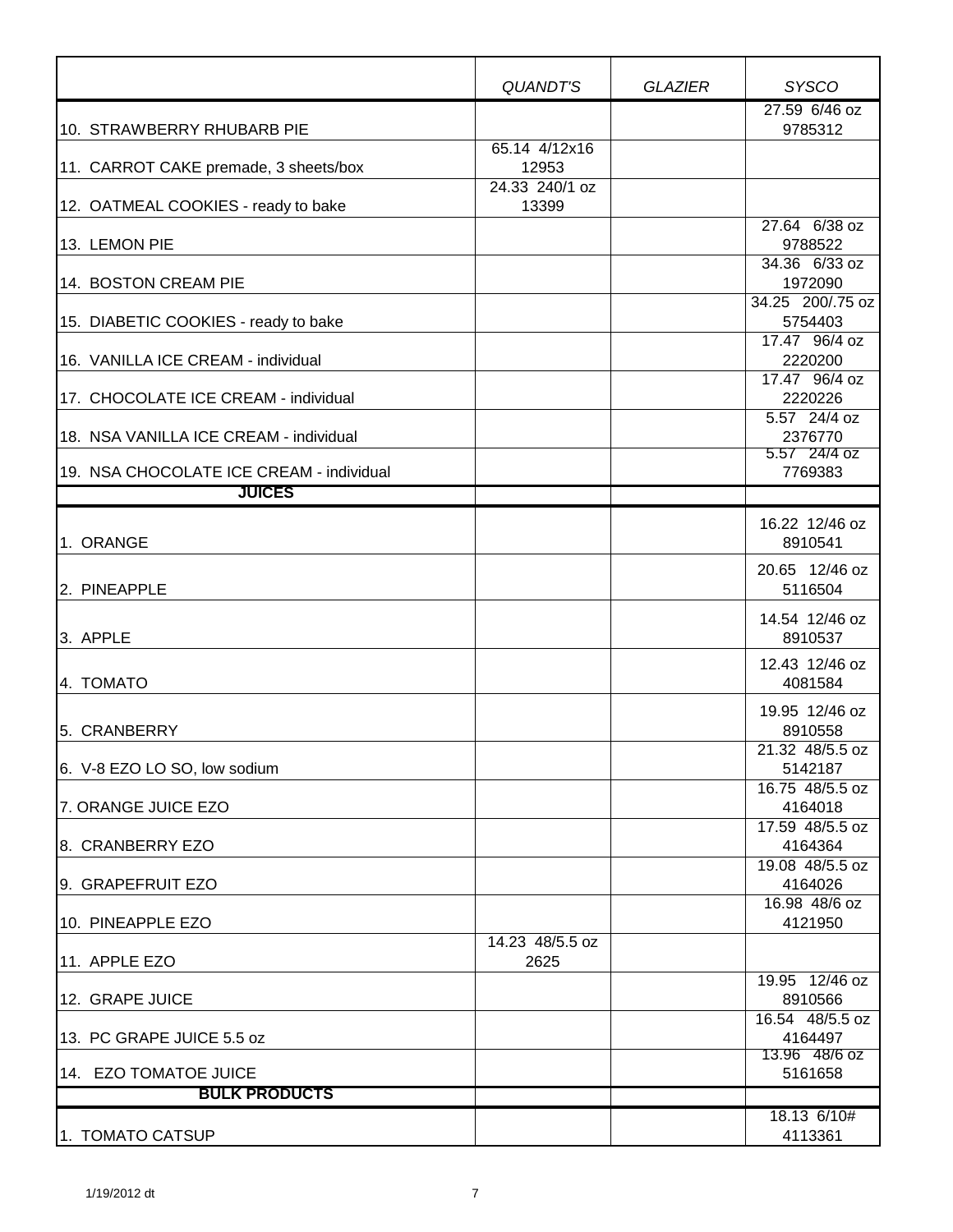| | *QUANDT'S* | *GLAZIER* | *SYSCO* |
|---|---|---|---|
| 10. STRAWBERRY RHUBARB PIE | | | 27.59 6/46 oz 9785312 |
| 11. CARROT CAKE premade, 3 sheets/box | 65.14 4/12x16 12953 | | |
| 12. OATMEAL COOKIES - ready to bake | 24.33 240/1 oz 13399 | | |
| 13. LEMON PIE | | | 27.64 6/38 oz 9788522 |
| 14. BOSTON CREAM PIE | | | 34.36 6/33 oz 1972090 |
| 15. DIABETIC COOKIES - ready to bake | | | 34.25 200/.75 oz 5754403 |
| 16. VANILLA ICE CREAM - individual | | | 17.47 96/4 oz 2220200 |
| 17. CHOCOLATE ICE CREAM - individual | | | 17.47 96/4 oz 2220226 |
| 18. NSA VANILLA ICE CREAM - individual | | | 5.57 24/4 oz 2376770 |
| 19. NSA CHOCOLATE ICE CREAM - individual | | | 5.57 24/4 oz 7769383 |
| **JUICES** | | | |
| 1. ORANGE | | | 16.22 12/46 oz 8910541 |
| 2. PINEAPPLE | | | 20.65 12/46 oz 5116504 |
| 3. APPLE | | | 14.54 12/46 oz 8910537 |
| 4. TOMATO | | | 12.43 12/46 oz 4081584 |
| 5. CRANBERRY | | | 19.95 12/46 oz 8910558 |
| 6. V-8 EZO LO SO, low sodium | | | 21.32 48/5.5 oz 5142187 |
| 7. ORANGE JUICE EZO | | | 16.75 48/5.5 oz 4164018 |
| 8. CRANBERRY EZO | | | 17.59 48/5.5 oz 4164364 |
| 9. GRAPEFRUIT EZO | | | 19.08 48/5.5 oz 4164026 |
| 10. PINEAPPLE EZO | | | 16.98 48/6 oz 4121950 |
| 11. APPLE EZO | 14.23 48/5.5 oz 2625 | | |
| 12. GRAPE JUICE | | | 19.95 12/46 oz 8910566 |
| 13. PC GRAPE JUICE 5.5 oz | | | 16.54 48/5.5 oz 4164497 |
| 14. EZO TOMATOE JUICE | | | 13.96 48/6 oz 5161658 |
| **BULK PRODUCTS** | | | |
| 1. TOMATO CATSUP | | | 18.13 6/10# 4113361 |

1/19/2012 dt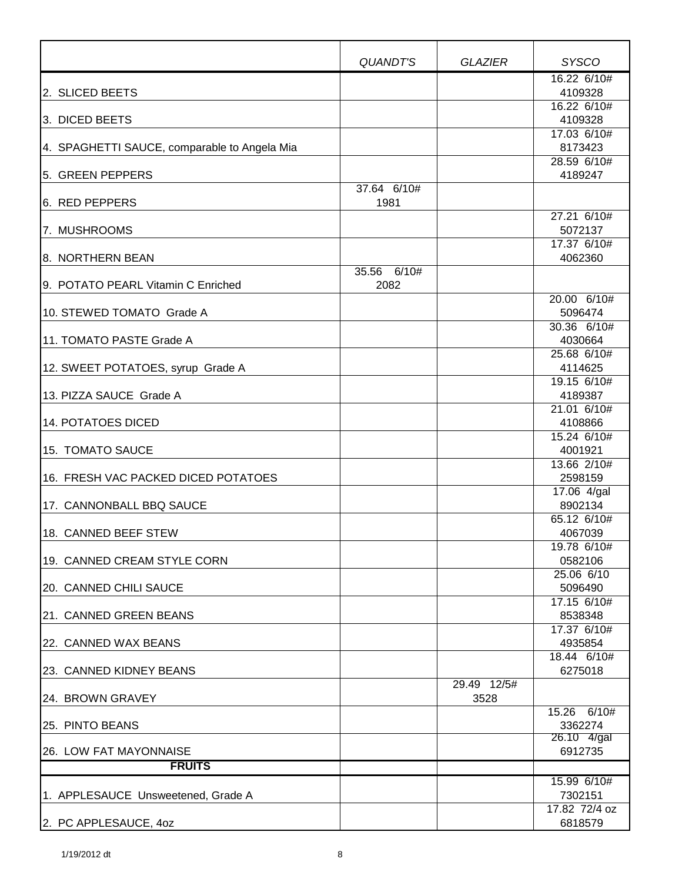| | QUANDT'S | GLAZIER | SYSCO |
|---|---|---|---|
| 2. SLICED BEETS | | | 16.22 6/10# 4109328 |
| 3. DICED BEETS | | | 16.22 6/10# 4109328 |
| 4. SPAGHETTI SAUCE, comparable to Angela Mia | | | 17.03 6/10# 8173423 |
| 5. GREEN PEPPERS | | | 28.59 6/10# 4189247 |
| 6. RED PEPPERS | 37.64 6/10# 1981 | | |
| 7. MUSHROOMS | | | 27.21 6/10# 5072137 |
| 8. NORTHERN BEAN | | | 17.37 6/10# 4062360 |
| 9. POTATO PEARL Vitamin C Enriched | 35.56 6/10# 2082 | | |
| 10. STEWED TOMATO Grade A | | | 20.00 6/10# 5096474 |
| 11. TOMATO PASTE Grade A | | | 30.36 6/10# 4030664 |
| 12. SWEET POTATOES, syrup Grade A | | | 25.68 6/10# 4114625 |
| 13. PIZZA SAUCE Grade A | | | 19.15 6/10# 4189387 |
| 14. POTATOES DICED | | | 21.01 6/10# 4108866 |
| 15. TOMATO SAUCE | | | 15.24 6/10# 4001921 |
| 16. FRESH VAC PACKED DICED POTATOES | | | 13.66 2/10# 2598159 |
| 17. CANNONBALL BBQ SAUCE | | | 17.06 4/gal 8902134 |
| 18. CANNED BEEF STEW | | | 65.12 6/10# 4067039 |
| 19. CANNED CREAM STYLE CORN | | | 19.78 6/10# 0582106 |
| 20. CANNED CHILI SAUCE | | | 25.06 6/10 5096490 |
| 21. CANNED GREEN BEANS | | | 17.15 6/10# 8538348 |
| 22. CANNED WAX BEANS | | | 17.37 6/10# 4935854 |
| 23. CANNED KIDNEY BEANS | | | 18.44 6/10# 6275018 |
| 24. BROWN GRAVEY | | 29.49 12/5# 3528 | |
| 25. PINTO BEANS | | | 15.26 6/10# 3362274 |
| 26. LOW FAT MAYONNAISE | | | 26.10 4/gal 6912735 |
| **FRUITS** | | | |
| 1. APPLESAUCE Unsweetened, Grade A | | | 15.99 6/10# 7302151 |
| 2. PC APPLESAUCE, 4oz | | | 17.82 72/4 oz 6818579 |

1/19/2012 dt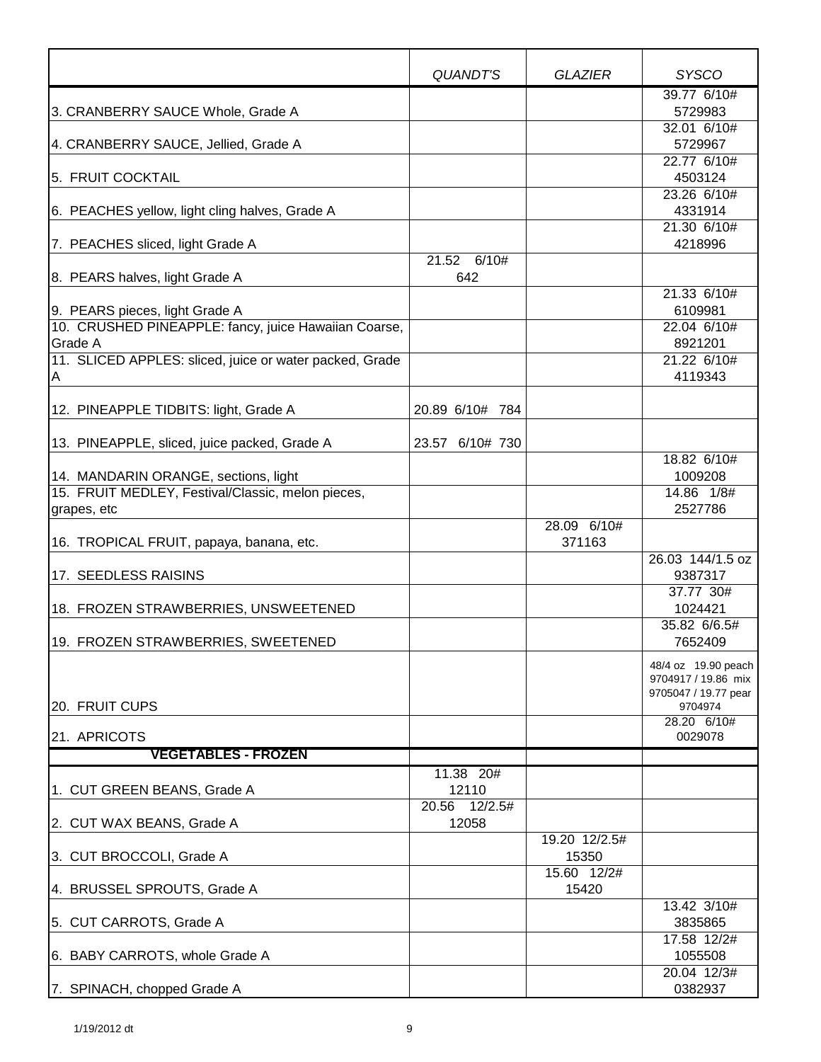| | *QUANDT'S* | *GLAZIER* | *SYSCO* |
|---|---|---|---|
| 3. CRANBERRY SAUCE Whole, Grade A | | | 39.77 6/10# 5729983 |
| 4. CRANBERRY SAUCE, Jellied, Grade A | | | 32.01 6/10# 5729967 |
| 5. FRUIT COCKTAIL | | | 22.77 6/10# 4503124 |
| 6. PEACHES yellow, light cling halves, Grade A | | | 23.26 6/10# 4331914 |
| 7. PEACHES sliced, light Grade A | | | 21.30 6/10# 4218996 |
| 8. PEARS halves, light Grade A | 21.52 6/10# 642 | | |
| 9. PEARS pieces, light Grade A | | | 21.33 6/10# 6109981 |
| 10. CRUSHED PINEAPPLE: fancy, juice Hawaiian Coarse, Grade A | | | 22.04 6/10# 8921201 |
| 11. SLICED APPLES: sliced, juice or water packed, Grade A | | | 21.22 6/10# 4119343 |
| 12. PINEAPPLE TIDBITS: light, Grade A | 20.89 6/10# 784 | | |
| 13. PINEAPPLE, sliced, juice packed, Grade A | 23.57 6/10# 730 | | |
| 14. MANDARIN ORANGE, sections, light | | | 18.82 6/10# 1009208 |
| 15. FRUIT MEDLEY, Festival/Classic, melon pieces, grapes, etc | | | 14.86 1/8# 2527786 |
| 16. TROPICAL FRUIT, papaya, banana, etc. | | 28.09 6/10# 371163 | |
| 17. SEEDLESS RAISINS | | | 26.03 144/1.5 oz 9387317 |
| 18. FROZEN STRAWBERRIES, UNSWEETENED | | | 37.77 30# 1024421 |
| 19. FROZEN STRAWBERRIES, SWEETENED | | | 35.82 6/6.5# 7652409 |
| 20. FRUIT CUPS | | | 48/4 oz 19.90 peach 9704917 / 19.86 mix 9705047 / 19.77 pear 9704974 |
| 21. APRICOTS | | | 28.20 6/10# 0029078 |
| **VEGETABLES - FROZEN** | | | |
| 1. CUT GREEN BEANS, Grade A | 11.38 20# 12110 | | |
| 2. CUT WAX BEANS, Grade A | 20.56 12/2.5# 12058 | | |
| 3. CUT BROCCOLI, Grade A | | 19.20 12/2.5# 15350 | |
| 4. BRUSSEL SPROUTS, Grade A | | 15.60 12/2# 15420 | |
| 5. CUT CARROTS, Grade A | | | 13.42 3/10# 3835865 |
| 6. BABY CARROTS, whole Grade A | | | 17.58 12/2# 1055508 |
| 7. SPINACH, chopped Grade A | | | 20.04 12/3# 0382937 |

1/19/2012 dt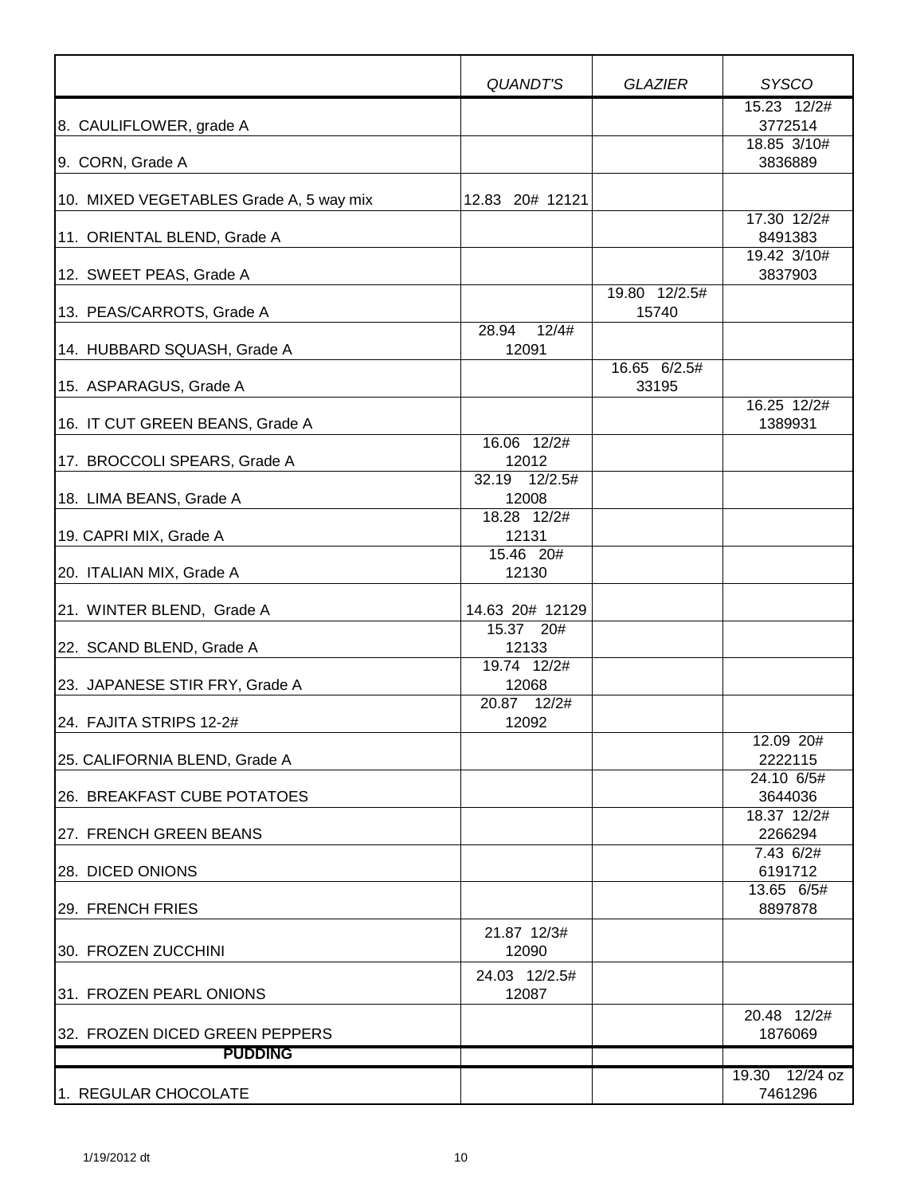| | *QUANDT'S* | *GLAZIER* | *SYSCO* |
|---|---|---|---|
| 8. CAULIFLOWER, grade A | | | 15.23 12/2# 3772514 |
| 9. CORN, Grade A | | | 18.85 3/10# 3836889 |
| 10. MIXED VEGETABLES Grade A, 5 way mix | 12.83 20# 12121 | | |
| 11. ORIENTAL BLEND, Grade A | | | 17.30 12/2# 8491383 |
| 12. SWEET PEAS, Grade A | | | 19.42 3/10# 3837903 |
| 13. PEAS/CARROTS, Grade A | | 19.80 12/2.5# 15740 | |
| 14. HUBBARD SQUASH, Grade A | 28.94 12/4# 12091 | | |
| 15. ASPARAGUS, Grade A | | 16.65 6/2.5# 33195 | |
| 16. IT CUT GREEN BEANS, Grade A | | | 16.25 12/2# 1389931 |
| 17. BROCCOLI SPEARS, Grade A | 16.06 12/2# 12012 | | |
| 18. LIMA BEANS, Grade A | 32.19 12/2.5# 12008 | | |
| 19. CAPRI MIX, Grade A | 18.28 12/2# 12131 | | |
| 20. ITALIAN MIX, Grade A | 15.46 20# 12130 | | |
| 21. WINTER BLEND, Grade A | 14.63 20# 12129 | | |
| 22. SCAND BLEND, Grade A | 15.37 20# 12133 | | |
| 23. JAPANESE STIR FRY, Grade A | 19.74 12/2# 12068 | | |
| 24. FAJITA STRIPS 12-2# | 20.87 12/2# 12092 | | |
| 25. CALIFORNIA BLEND, Grade A | | | 12.09 20# 2222115 |
| 26. BREAKFAST CUBE POTATOES | | | 24.10 6/5# 3644036 |
| 27. FRENCH GREEN BEANS | | | 18.37 12/2# 2266294 |
| 28. DICED ONIONS | | | 7.43 6/2# 6191712 |
| 29. FRENCH FRIES | | | 13.65 6/5# 8897878 |
| 30. FROZEN ZUCCHINI | 21.87 12/3# 12090 | | |
| 31. FROZEN PEARL ONIONS | 24.03 12/2.5# 12087 | | |
| 32. FROZEN DICED GREEN PEPPERS | | | 20.48 12/2# 1876069 |
| **PUDDING** | | | |
| 1. REGULAR CHOCOLATE | | | 19.30 12/24 oz 7461296 |

1/19/2012 dt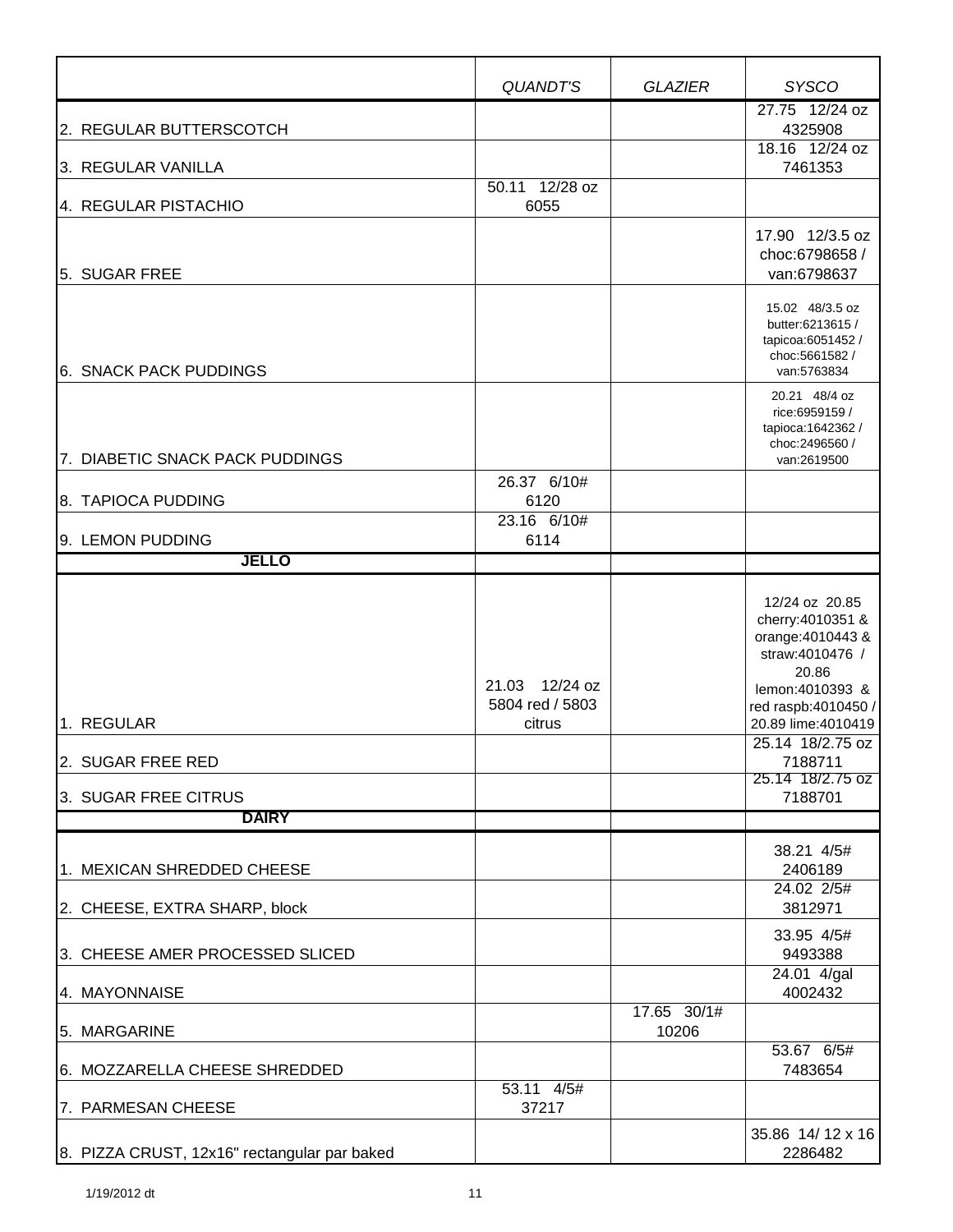| | *QUANDT'S* | *GLAZIER* | *SYSCO* |
|---|---|---|---|
| 2. REGULAR BUTTERSCOTCH | | | 27.75 12/24 oz 4325908 |
| 3. REGULAR VANILLA | | | 18.16 12/24 oz 7461353 |
| 4. REGULAR PISTACHIO | 50.11 12/28 oz 6055 | | |
| 5. SUGAR FREE | | | 17.90 12/3.5 oz choc:6798658 / van:6798637 |
| 6. SNACK PACK PUDDINGS | | | 15.02 48/3.5 oz butter:6213615 / tapicoa:6051452 / choc:5661582 / van:5763834 |
| 7. DIABETIC SNACK PACK PUDDINGS | | | 20.21 48/4 oz rice:6959159 / tapioca:1642362 / choc:2496560 / van:2619500 |
| 8. TAPIOCA PUDDING | 26.37 6/10# 6120 | | |
| 9. LEMON PUDDING | 23.16 6/10# 6114 | | |
| **JELLO** | | | |
| 1. REGULAR | 21.03 12/24 oz 5804 red / 5803 citrus | | 12/24 oz 20.85 cherry:4010351 & orange:4010443 & straw:4010476 / 20.86 lemon:4010393 & red raspb:4010450 / 20.89 lime:4010419 |
| 2. SUGAR FREE RED | | | 25.14 18/2.75 oz 7188711 |
| 3. SUGAR FREE CITRUS | | | 25.14 18/2.75 oz 7188701 |
| **DAIRY** | | | |
| 1. MEXICAN SHREDDED CHEESE | | | 38.21 4/5# 2406189 |
| 2. CHEESE, EXTRA SHARP, block | | | 24.02 2/5# 3812971 |
| 3. CHEESE AMER PROCESSED SLICED | | | 33.95 4/5# 9493388 |
| 4. MAYONNAISE | | | 24.01 4/gal 4002432 |
| 5. MARGARINE | | 17.65 30/1# 10206 | |
| 6. MOZZARELLA CHEESE SHREDDED | | | 53.67 6/5# 7483654 |
| 7. PARMESAN CHEESE | 53.11 4/5# 37217 | | |
| 8. PIZZA CRUST, 12x16" rectangular par baked | | | 35.86 14/ 12 x 16 2286482 |

1/19/2012 dt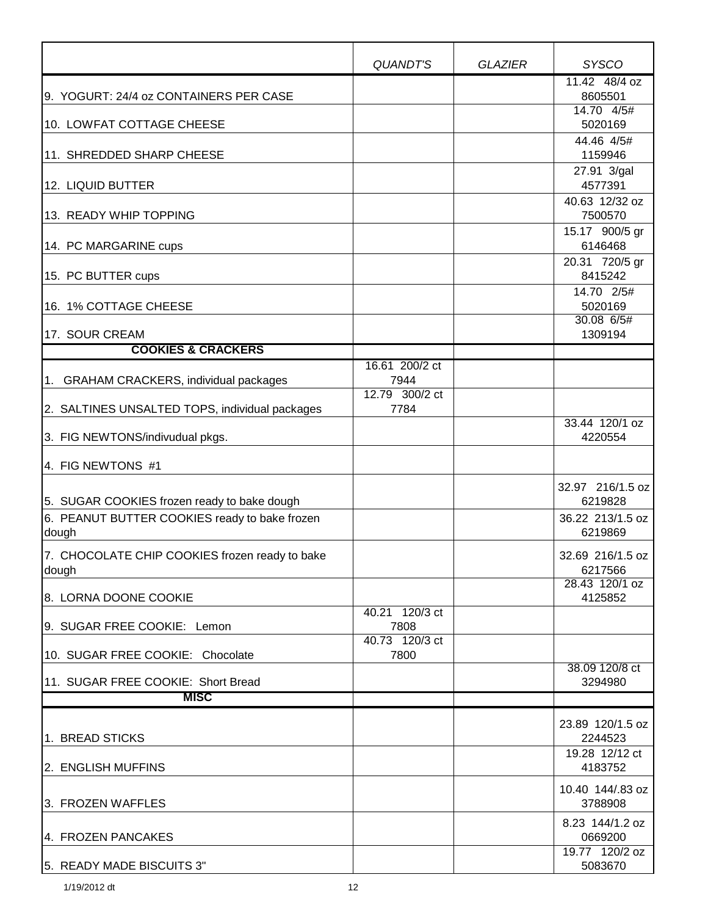| | *QUANDT'S* | *GLAZIER* | *SYSCO* |
|---|---|---|---|
| 9. YOGURT: 24/4 oz CONTAINERS PER CASE | | | 11.42 48/4 oz 8605501 |
| 10. LOWFAT COTTAGE CHEESE | | | 14.70 4/5# 5020169 |
| 11. SHREDDED SHARP CHEESE | | | 44.46 4/5# 1159946 |
| 12. LIQUID BUTTER | | | 27.91 3/gal 4577391 |
| 13. READY WHIP TOPPING | | | 40.63 12/32 oz 7500570 |
| 14. PC MARGARINE cups | | | 15.17 900/5 gr 6146468 |
| 15. PC BUTTER cups | | | 20.31 720/5 gr 8415242 |
| 16. 1% COTTAGE CHEESE | | | 14.70 2/5# 5020169 |
| 17. SOUR CREAM | | | 30.08 6/5# 1309194 |
| **COOKIES & CRACKERS** | | | |
| 1. GRAHAM CRACKERS, individual packages | 16.61 200/2 ct 7944 | | |
| 2. SALTINES UNSALTED TOPS, individual packages | 12.79 300/2 ct 7784 | | |
| 3. FIG NEWTONS/indivudual pkgs. | | | 33.44 120/1 oz 4220554 |
| 4. FIG NEWTONS #1 | | | |
| 5. SUGAR COOKIES frozen ready to bake dough | | | 32.97 216/1.5 oz 6219828 |
| 6. PEANUT BUTTER COOKIES ready to bake frozen dough | | | 36.22 213/1.5 oz 6219869 |
| 7. CHOCOLATE CHIP COOKIES frozen ready to bake dough | | | 32.69 216/1.5 oz 6217566 |
| 8. LORNA DOONE COOKIE | | | 28.43 120/1 oz 4125852 |
| 9. SUGAR FREE COOKIE: Lemon | 40.21 120/3 ct 7808 | | |
| 10. SUGAR FREE COOKIE: Chocolate | 40.73 120/3 ct 7800 | | |
| 11. SUGAR FREE COOKIE: Short Bread | | | 38.09 120/8 ct 3294980 |
| **MISC** | | | |
| 1. BREAD STICKS | | | 23.89 120/1.5 oz 2244523 |
| 2. ENGLISH MUFFINS | | | 19.28 12/12 ct 4183752 |
| 3. FROZEN WAFFLES | | | 10.40 144/.83 oz 3788908 |
| 4. FROZEN PANCAKES | | | 8.23 144/1.2 oz 0669200 |
| 5. READY MADE BISCUITS 3" | | | 19.77 120/2 oz 5083670 |

1/19/2012 dt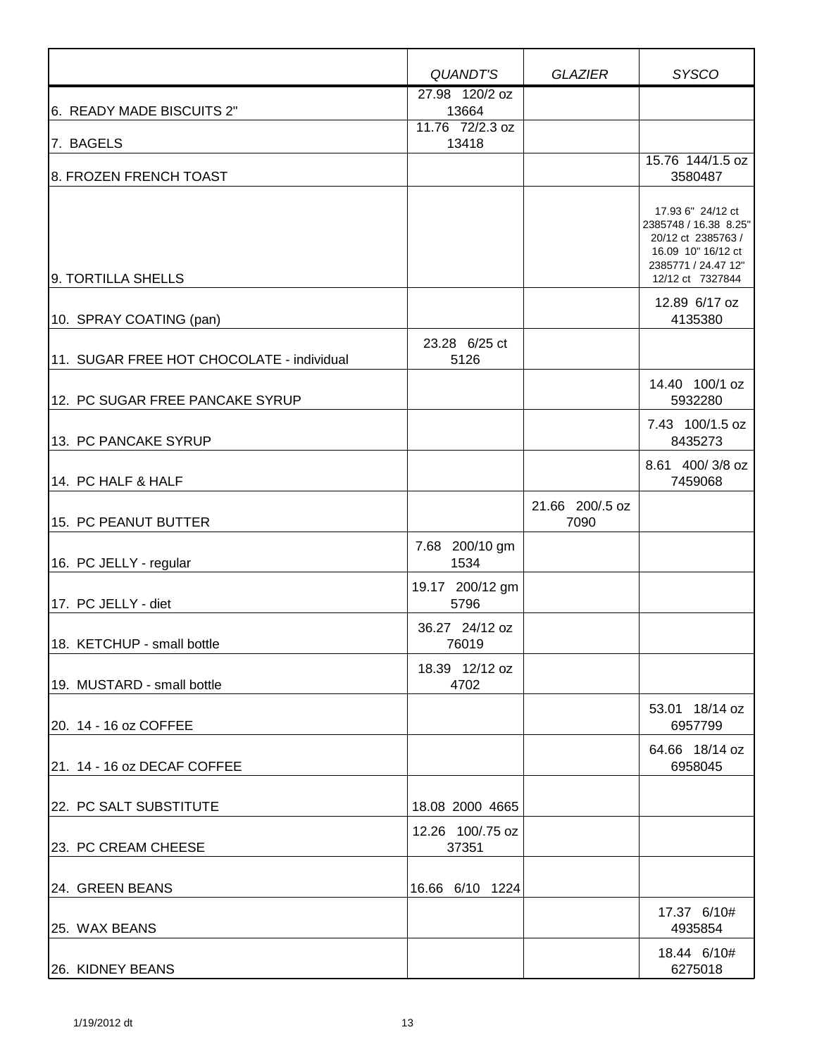| | *QUANDT'S* | *GLAZIER* | *SYSCO* |
|---|---|---|---|
| 6. READY MADE BISCUITS 2" | 27.98 120/2 oz 13664 | | |
| 7. BAGELS | 11.76 72/2.3 oz 13418 | | |
| 8. FROZEN FRENCH TOAST | | | 15.76 144/1.5 oz 3580487 |
| 9. TORTILLA SHELLS | | | 17.93 6" 24/12 ct 2385748 / 16.38 8.25" 20/12 ct 2385763 / 16.09 10" 16/12 ct 2385771 / 24.47 12" 12/12 ct 7327844 |
| 10. SPRAY COATING (pan) | | | 12.89 6/17 oz 4135380 |
| 11. SUGAR FREE HOT CHOCOLATE - individual | 23.28 6/25 ct 5126 | | |
| 12. PC SUGAR FREE PANCAKE SYRUP | | | 14.40 100/1 oz 5932280 |
| 13. PC PANCAKE SYRUP | | | 7.43 100/1.5 oz 8435273 |
| 14. PC HALF & HALF | | | 8.61 400/ 3/8 oz 7459068 |
| 15. PC PEANUT BUTTER | | 21.66 200/.5 oz 7090 | |
| 16. PC JELLY - regular | 7.68 200/10 gm 1534 | | |
| 17. PC JELLY - diet | 19.17 200/12 gm 5796 | | |
| 18. KETCHUP - small bottle | 36.27 24/12 oz 76019 | | |
| 19. MUSTARD - small bottle | 18.39 12/12 oz 4702 | | |
| 20. 14 - 16 oz COFFEE | | | 53.01 18/14 oz 6957799 |
| 21. 14 - 16 oz DECAF COFFEE | | | 64.66 18/14 oz 6958045 |
| 22. PC SALT SUBSTITUTE | 18.08 2000 4665 | | |
| 23. PC CREAM CHEESE | 12.26 100/.75 oz 37351 | | |
| 24. GREEN BEANS | 16.66 6/10 1224 | | |
| 25. WAX BEANS | | | 17.37 6/10# 4935854 |
| 26. KIDNEY BEANS | | | 18.44 6/10# 6275018 |

1/19/2012 dt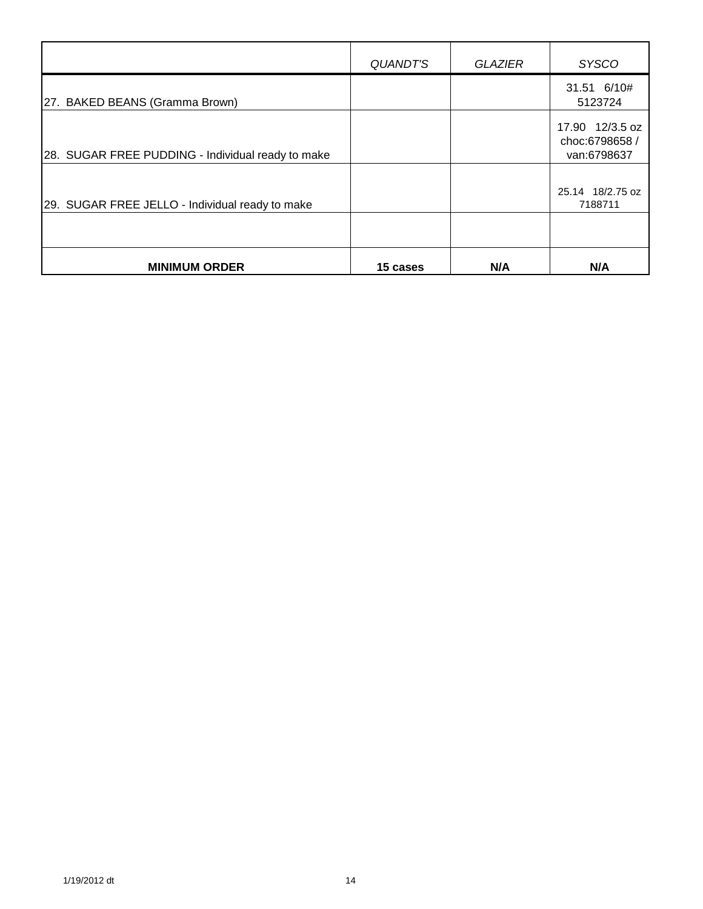| | *QUANDT'S* | *GLAZIER* | *SYSCO* |
|---|---|---|---|
| 27. BAKED BEANS (Gramma Brown) | | | 31.51 6/10# 5123724 |
| 28. SUGAR FREE PUDDING - Individual ready to make | | | 17.90 12/3.5 oz choc:6798658 / van:6798637 |
| 29. SUGAR FREE JELLO - Individual ready to make | | | 25.14 18/2.75 oz 7188711 |
| | | | |
| **MINIMUM ORDER** | **15 cases** | **N/A** | **N/A** |

1/19/2012 dt